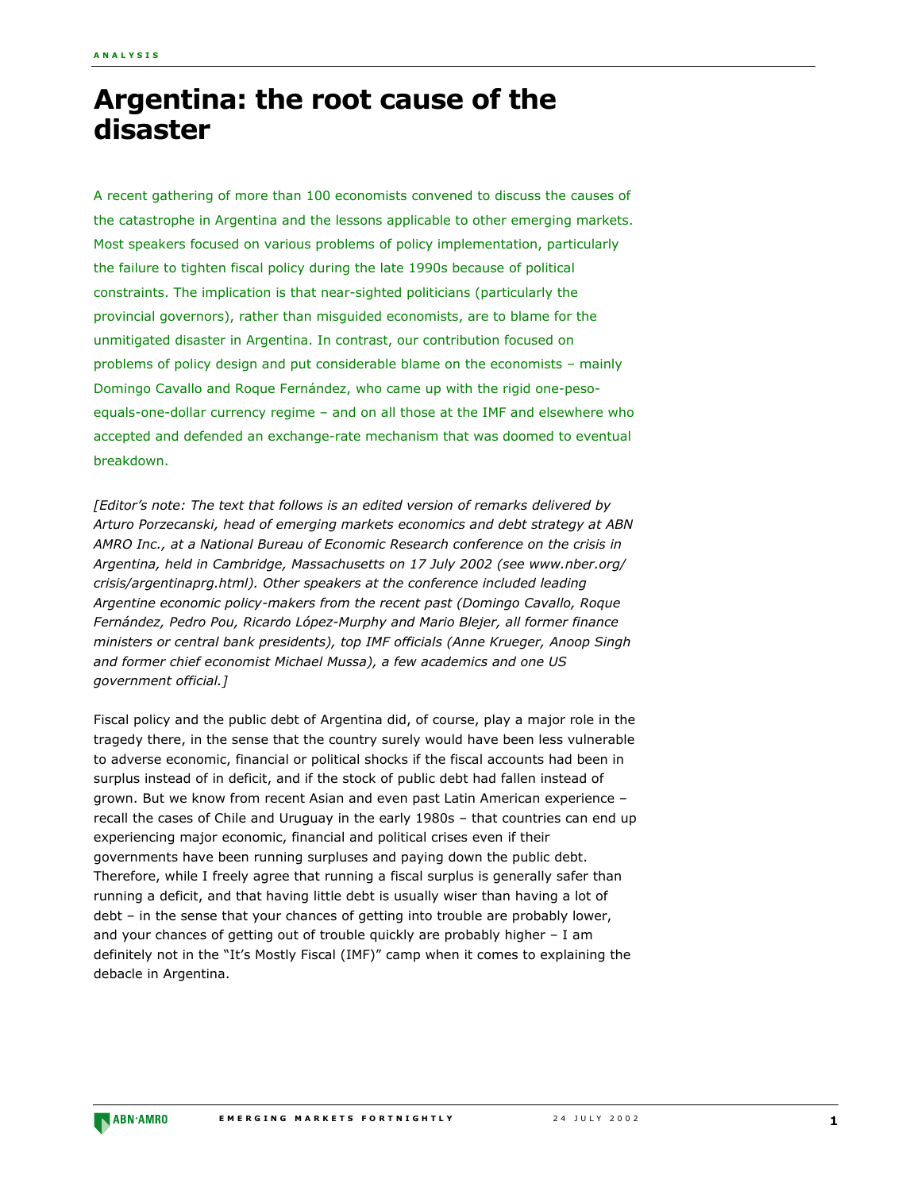# Argentina: the root cause of the disaster

A recent gathering of more than 100 economists convened to discuss the causes of the catastrophe in Argentina and the lessons applicable to other emerging markets. Most speakers focused on various problems of policy implementation, particularly the failure to tighten fiscal policy during the late 1990s because of political constraints. The implication is that near-sighted politicians (particularly the provincial governors), rather than misguided economists, are to blame for the unmitigated disaster in Argentina. In contrast, our contribution focused on problems of policy design and put considerable blame on the economists – mainly Domingo Cavallo and Roque Fernández, who came up with the rigid one-peso-equals-one-dollar currency regime – and on all those at the IMF and elsewhere who accepted and defended an exchange-rate mechanism that was doomed to eventual breakdown.

*[Editor's note: The text that follows is an edited version of remarks delivered by Arturo Porzecanski, head of emerging markets economics and debt strategy at ABN AMRO Inc., at a National Bureau of Economic Research conference on the crisis in Argentina, held in Cambridge, Massachusetts on 17 July 2002 (see www.nber.org/crisis/argentinaprg.html). Other speakers at the conference included leading Argentine economic policy-makers from the recent past (Domingo Cavallo, Roque Fernández, Pedro Pou, Ricardo López-Murphy and Mario Blejer, all former finance ministers or central bank presidents), top IMF officials (Anne Krueger, Anoop Singh and former chief economist Michael Mussa), a few academics and one US government official.]*

Fiscal policy and the public debt of Argentina did, of course, play a major role in the tragedy there, in the sense that the country surely would have been less vulnerable to adverse economic, financial or political shocks if the fiscal accounts had been in surplus instead of in deficit, and if the stock of public debt had fallen instead of grown. But we know from recent Asian and even past Latin American experience – recall the cases of Chile and Uruguay in the early 1980s – that countries can end up experiencing major economic, financial and political crises even if their governments have been running surpluses and paying down the public debt. Therefore, while I freely agree that running a fiscal surplus is generally safer than running a deficit, and that having little debt is usually wiser than having a lot of debt – in the sense that your chances of getting into trouble are probably lower, and your chances of getting out of trouble quickly are probably higher – I am definitely not in the "It's Mostly Fiscal (IMF)" camp when it comes to explaining the debacle in Argentina.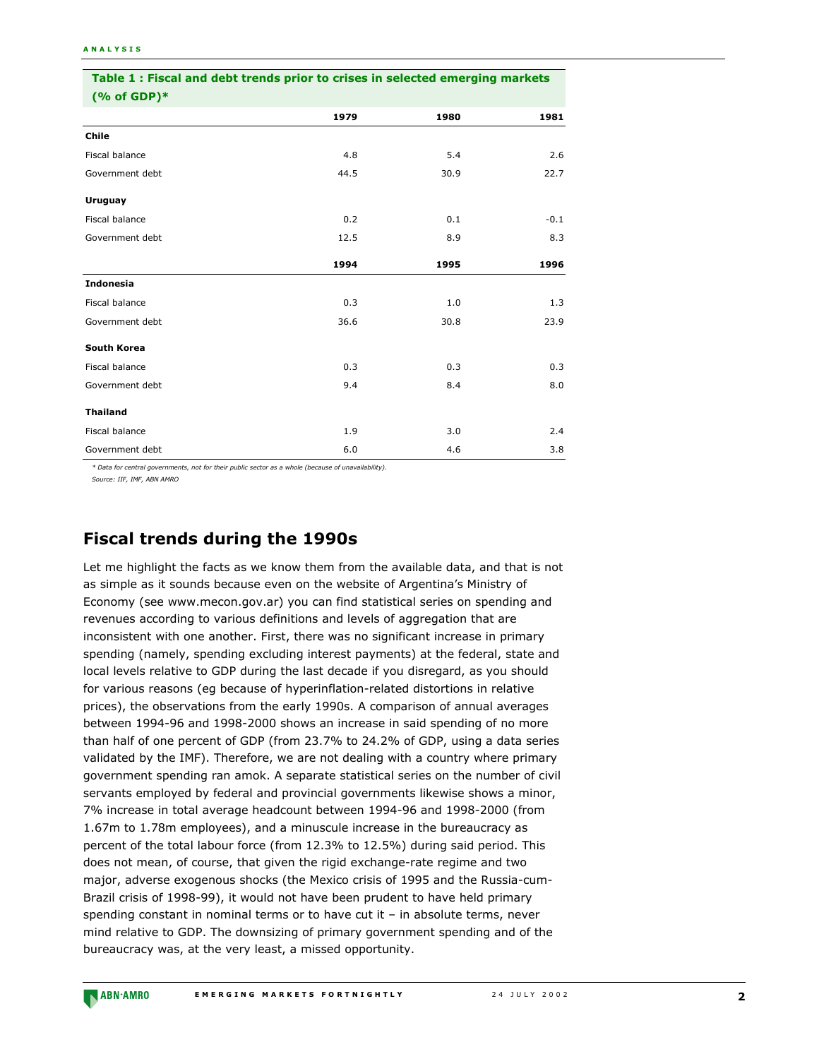**Table 1 : Fiscal and debt trends prior to crises in selected emerging markets (% of GDP)***

| | 1979 | 1980 | 1981 |
|---|---|---|---|
| **Chile** | | | |
| Fiscal balance | 4.8 | 5.4 | 2.6 |
| Government debt | 44.5 | 30.9 | 22.7 |
| **Uruguay** | | | |
| Fiscal balance | 0.2 | 0.1 | -0.1 |
| Government debt | 12.5 | 8.9 | 8.3 |
| | **1994** | **1995** | **1996** |
| **Indonesia** | | | |
| Fiscal balance | 0.3 | 1.0 | 1.3 |
| Government debt | 36.6 | 30.8 | 23.9 |
| **South Korea** | | | |
| Fiscal balance | 0.3 | 0.3 | 0.3 |
| Government debt | 9.4 | 8.4 | 8.0 |
| **Thailand** | | | |
| Fiscal balance | 1.9 | 3.0 | 2.4 |
| Government debt | 6.0 | 4.6 | 3.8 |

*\* Data for central governments, not for their public sector as a whole (because of unavailability).*

*Source: IIF, IMF, ABN AMRO*

## Fiscal trends during the 1990s

Let me highlight the facts as we know them from the available data, and that is not as simple as it sounds because even on the website of Argentina's Ministry of Economy (see www.mecon.gov.ar) you can find statistical series on spending and revenues according to various definitions and levels of aggregation that are inconsistent with one another. First, there was no significant increase in primary spending (namely, spending excluding interest payments) at the federal, state and local levels relative to GDP during the last decade if you disregard, as you should for various reasons (eg because of hyperinflation-related distortions in relative prices), the observations from the early 1990s. A comparison of annual averages between 1994-96 and 1998-2000 shows an increase in said spending of no more than half of one percent of GDP (from 23.7% to 24.2% of GDP, using a data series validated by the IMF). Therefore, we are not dealing with a country where primary government spending ran amok. A separate statistical series on the number of civil servants employed by federal and provincial governments likewise shows a minor, 7% increase in total average headcount between 1994-96 and 1998-2000 (from 1.67m to 1.78m employees), and a minuscule increase in the bureaucracy as percent of the total labour force (from 12.3% to 12.5%) during said period. This does not mean, of course, that given the rigid exchange-rate regime and two major, adverse exogenous shocks (the Mexico crisis of 1995 and the Russia-cum-Brazil crisis of 1998-99), it would not have been prudent to have held primary spending constant in nominal terms or to have cut it – in absolute terms, never mind relative to GDP. The downsizing of primary government spending and of the bureaucracy was, at the very least, a missed opportunity.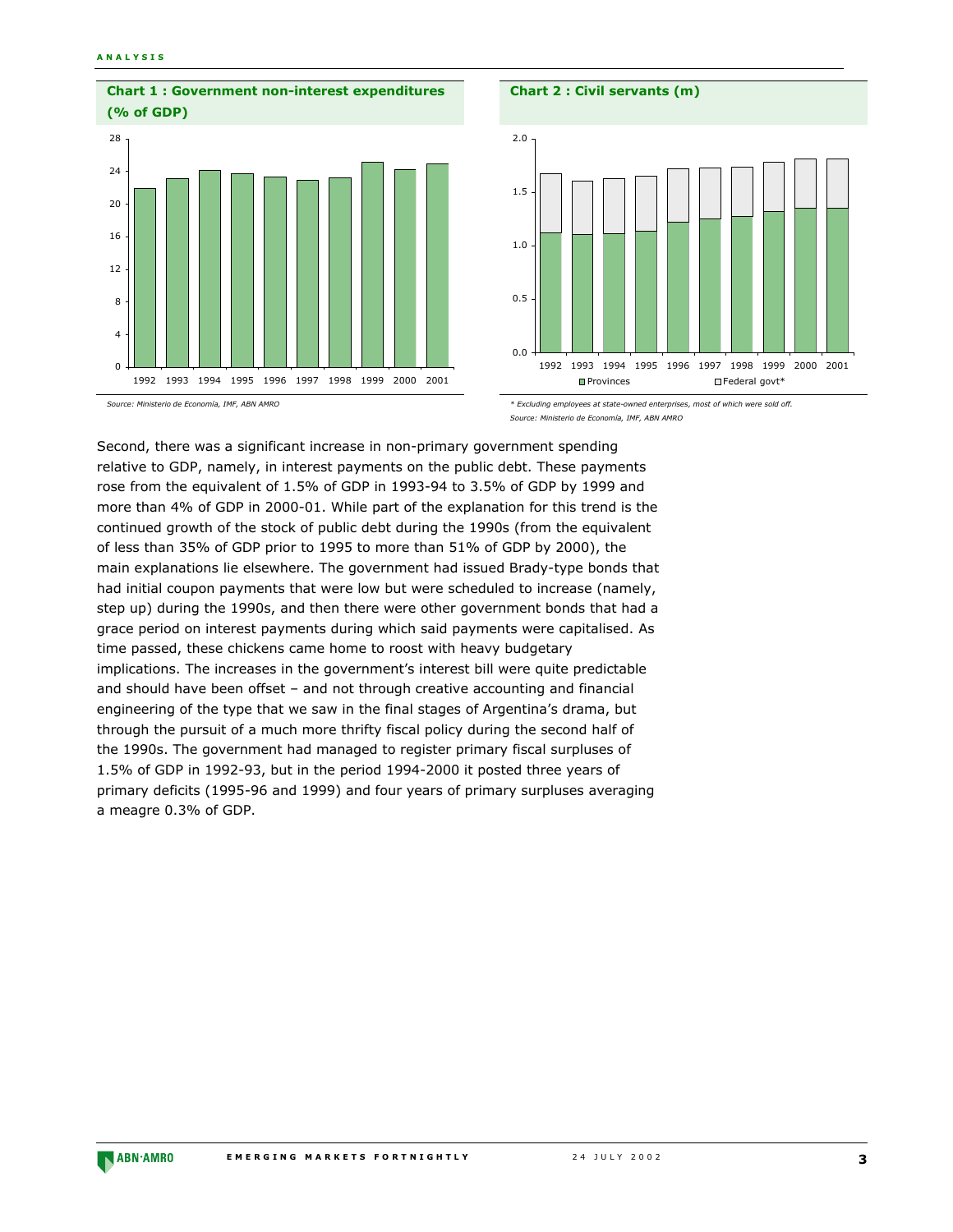**Chart 1 : Government non-interest expenditures (% of GDP)**

Source: Ministerio de Economía, IMF, ABN AMRO

**Chart 2 : Civil servants (m)**

\* Excluding employees at state-owned enterprises, most of which were sold off.

Source: Ministerio de Economía, IMF, ABN AMRO

Second, there was a significant increase in non-primary government spending relative to GDP, namely, in interest payments on the public debt. These payments rose from the equivalent of 1.5% of GDP in 1993-94 to 3.5% of GDP by 1999 and more than 4% of GDP in 2000-01. While part of the explanation for this trend is the continued growth of the stock of public debt during the 1990s (from the equivalent of less than 35% of GDP prior to 1995 to more than 51% of GDP by 2000), the main explanations lie elsewhere. The government had issued Brady-type bonds that had initial coupon payments that were low but were scheduled to increase (namely, step up) during the 1990s, and then there were other government bonds that had a grace period on interest payments during which said payments were capitalised. As time passed, these chickens came home to roost with heavy budgetary implications. The increases in the government's interest bill were quite predictable and should have been offset – and not through creative accounting and financial engineering of the type that we saw in the final stages of Argentina's drama, but through the pursuit of a much more thrifty fiscal policy during the second half of the 1990s. The government had managed to register primary fiscal surpluses of 1.5% of GDP in 1992-93, but in the period 1994-2000 it posted three years of primary deficits (1995-96 and 1999) and four years of primary surpluses averaging a meagre 0.3% of GDP.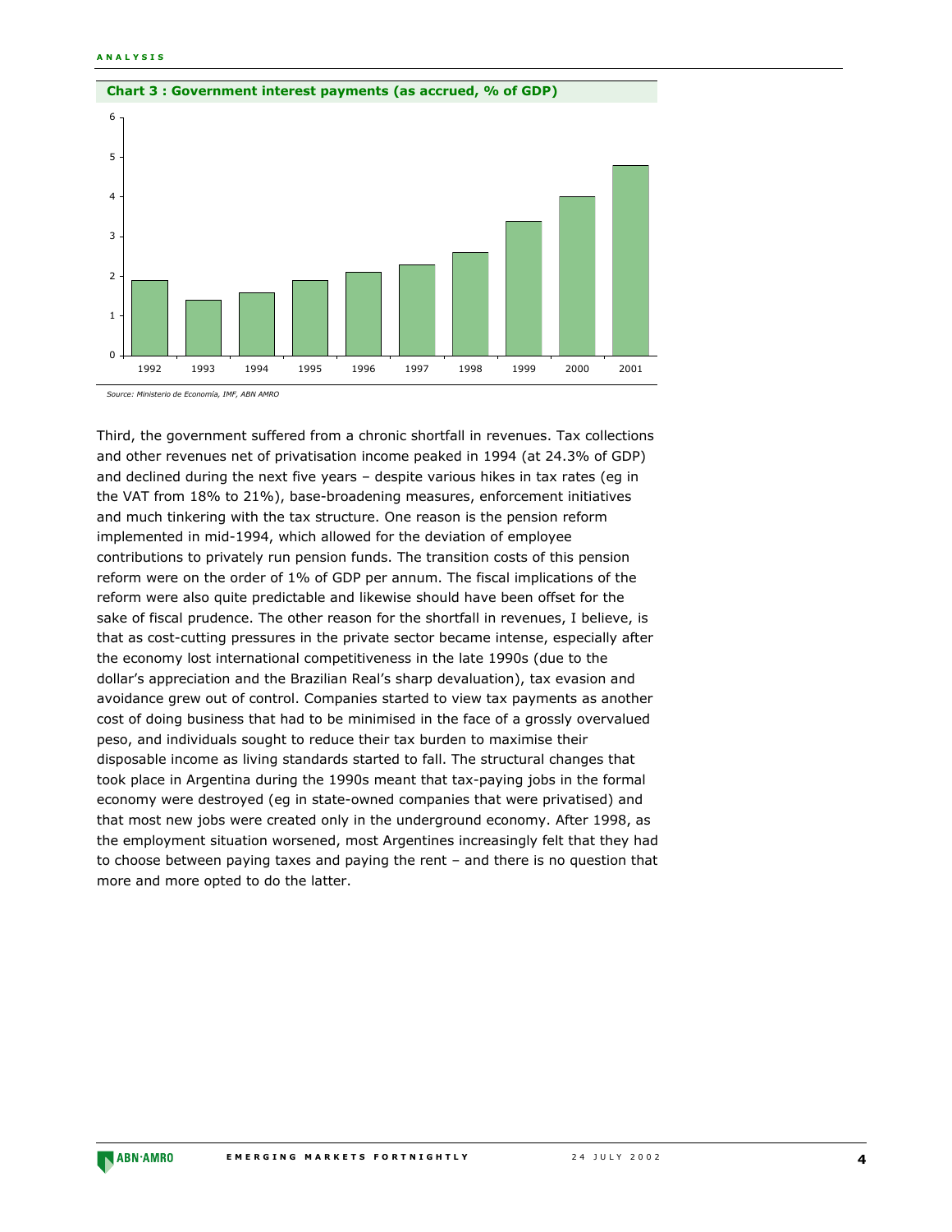**Chart 3 : Government interest payments (as accrued, % of GDP)**

*Source: Ministerio de Economía, IMF, ABN AMRO*

Third, the government suffered from a chronic shortfall in revenues. Tax collections and other revenues net of privatisation income peaked in 1994 (at 24.3% of GDP) and declined during the next five years – despite various hikes in tax rates (eg in the VAT from 18% to 21%), base-broadening measures, enforcement initiatives and much tinkering with the tax structure. One reason is the pension reform implemented in mid-1994, which allowed for the deviation of employee contributions to privately run pension funds. The transition costs of this pension reform were on the order of 1% of GDP per annum. The fiscal implications of the reform were also quite predictable and likewise should have been offset for the sake of fiscal prudence. The other reason for the shortfall in revenues, I believe, is that as cost-cutting pressures in the private sector became intense, especially after the economy lost international competitiveness in the late 1990s (due to the dollar's appreciation and the Brazilian Real's sharp devaluation), tax evasion and avoidance grew out of control. Companies started to view tax payments as another cost of doing business that had to be minimised in the face of a grossly overvalued peso, and individuals sought to reduce their tax burden to maximise their disposable income as living standards started to fall. The structural changes that took place in Argentina during the 1990s meant that tax-paying jobs in the formal economy were destroyed (eg in state-owned companies that were privatised) and that most new jobs were created only in the underground economy. After 1998, as the employment situation worsened, most Argentines increasingly felt that they had to choose between paying taxes and paying the rent – and there is no question that more and more opted to do the latter.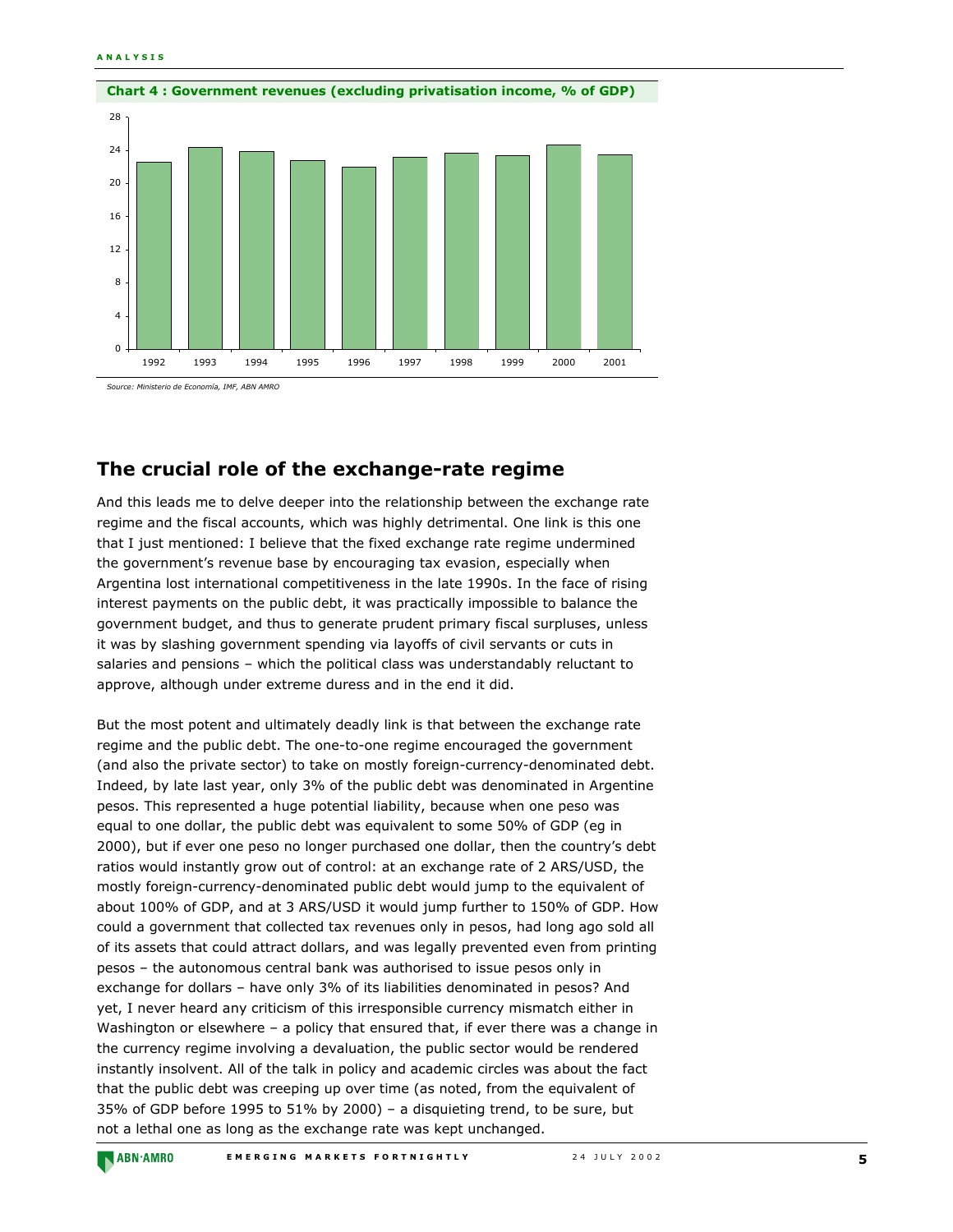**Chart 4 : Government revenues (excluding privatisation income, % of GDP)**

*Source: Ministerio de Economía, IMF, ABN AMRO*

## The crucial role of the exchange-rate regime

And this leads me to delve deeper into the relationship between the exchange rate regime and the fiscal accounts, which was highly detrimental. One link is this one that I just mentioned: I believe that the fixed exchange rate regime undermined the government's revenue base by encouraging tax evasion, especially when Argentina lost international competitiveness in the late 1990s. In the face of rising interest payments on the public debt, it was practically impossible to balance the government budget, and thus to generate prudent primary fiscal surpluses, unless it was by slashing government spending via layoffs of civil servants or cuts in salaries and pensions – which the political class was understandably reluctant to approve, although under extreme duress and in the end it did.

But the most potent and ultimately deadly link is that between the exchange rate regime and the public debt. The one-to-one regime encouraged the government (and also the private sector) to take on mostly foreign-currency-denominated debt. Indeed, by late last year, only 3% of the public debt was denominated in Argentine pesos. This represented a huge potential liability, because when one peso was equal to one dollar, the public debt was equivalent to some 50% of GDP (eg in 2000), but if ever one peso no longer purchased one dollar, then the country's debt ratios would instantly grow out of control: at an exchange rate of 2 ARS/USD, the mostly foreign-currency-denominated public debt would jump to the equivalent of about 100% of GDP, and at 3 ARS/USD it would jump further to 150% of GDP. How could a government that collected tax revenues only in pesos, had long ago sold all of its assets that could attract dollars, and was legally prevented even from printing pesos – the autonomous central bank was authorised to issue pesos only in exchange for dollars – have only 3% of its liabilities denominated in pesos? And yet, I never heard any criticism of this irresponsible currency mismatch either in Washington or elsewhere – a policy that ensured that, if ever there was a change in the currency regime involving a devaluation, the public sector would be rendered instantly insolvent. All of the talk in policy and academic circles was about the fact that the public debt was creeping up over time (as noted, from the equivalent of 35% of GDP before 1995 to 51% by 2000) – a disquieting trend, to be sure, but not a lethal one as long as the exchange rate was kept unchanged.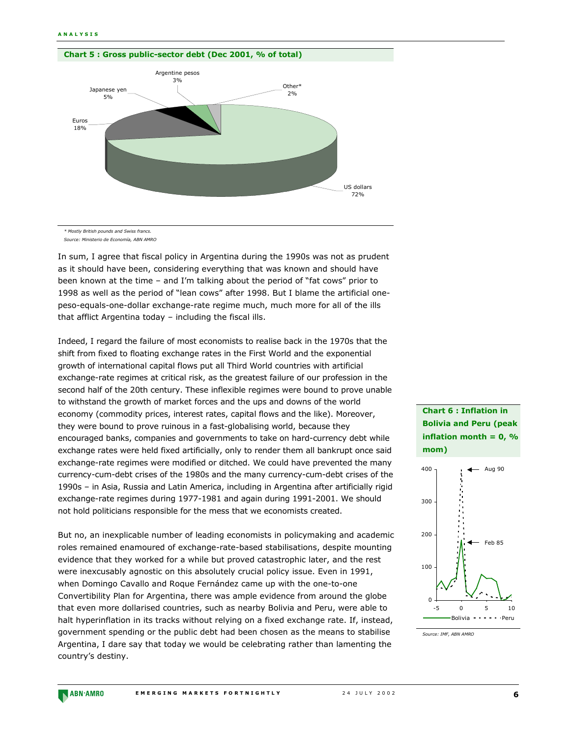**Chart 5 : Gross public-sector debt (Dec 2001, % of total)**

\* Mostly British pounds and Swiss francs.

*Source: Ministerio de Economía, ABN AMRO*

In sum, I agree that fiscal policy in Argentina during the 1990s was not as prudent as it should have been, considering everything that was known and should have been known at the time – and I'm talking about the period of "fat cows" prior to 1998 as well as the period of "lean cows" after 1998. But I blame the artificial one-peso-equals-one-dollar exchange-rate regime much, much more for all of the ills that afflict Argentina today – including the fiscal ills.

Indeed, I regard the failure of most economists to realise back in the 1970s that the shift from fixed to floating exchange rates in the First World and the exponential growth of international capital flows put all Third World countries with artificial exchange-rate regimes at critical risk, as the greatest failure of our profession in the second half of the 20th century. These inflexible regimes were bound to prove unable to withstand the growth of market forces and the ups and downs of the world economy (commodity prices, interest rates, capital flows and the like). Moreover, they were bound to prove ruinous in a fast-globalising world, because they encouraged banks, companies and governments to take on hard-currency debt while exchange rates were held fixed artificially, only to render them all bankrupt once said exchange-rate regimes were modified or ditched. We could have prevented the many currency-cum-debt crises of the 1980s and the many currency-cum-debt crises of the 1990s – in Asia, Russia and Latin America, including in Argentina after artificially rigid exchange-rate regimes during 1977-1981 and again during 1991-2001. We should not hold politicians responsible for the mess that we economists created.

But no, an inexplicable number of leading economists in policymaking and academic roles remained enamoured of exchange-rate-based stabilisations, despite mounting evidence that they worked for a while but proved catastrophic later, and the rest were inexcusably agnostic on this absolutely crucial policy issue. Even in 1991, when Domingo Cavallo and Roque Fernández came up with the one-to-one Convertibility Plan for Argentina, there was ample evidence from around the globe that even more dollarised countries, such as nearby Bolivia and Peru, were able to halt hyperinflation in its tracks without relying on a fixed exchange rate. If, instead, government spending or the public debt had been chosen as the means to stabilise Argentina, I dare say that today we would be celebrating rather than lamenting the country's destiny.

**Chart 6 : Inflation in Bolivia and Peru (peak inflation month = 0, % mom)**

*Source: IMF, ABN AMRO*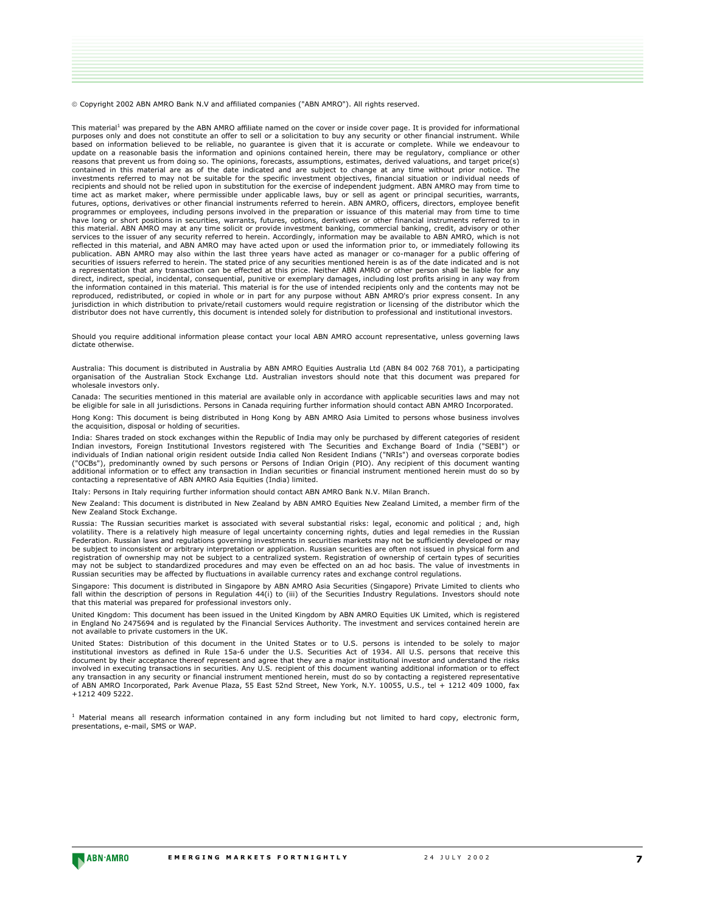© Copyright 2002 ABN AMRO Bank N.V and affiliated companies ("ABN AMRO"). All rights reserved.

This material[1] was prepared by the ABN AMRO affiliate named on the cover or inside cover page. It is provided for informational purposes only and does not constitute an offer to sell or a solicitation to buy any security or other financial instrument. While based on information believed to be reliable, no guarantee is given that it is accurate or complete. While we endeavour to update on a reasonable basis the information and opinions contained herein, there may be regulatory, compliance or other reasons that prevent us from doing so. The opinions, forecasts, assumptions, estimates, derived valuations, and target price(s) contained in this material are as of the date indicated and are subject to change at any time without prior notice. The investments referred to may not be suitable for the specific investment objectives, financial situation or individual needs of recipients and should not be relied upon in substitution for the exercise of independent judgment. ABN AMRO may from time to time act as market maker, where permissible under applicable laws, buy or sell as agent or principal securities, warrants, futures, options, derivatives or other financial instruments referred to herein. ABN AMRO, officers, directors, employee benefit programmes or employees, including persons involved in the preparation or issuance of this material may from time to time have long or short positions in securities, warrants, futures, options, derivatives or other financial instruments referred to in this material. ABN AMRO may at any time solicit or provide investment banking, commercial banking, credit, advisory or other services to the issuer of any security referred to herein. Accordingly, information may be available to ABN AMRO, which is not reflected in this material, and ABN AMRO may have acted upon or used the information prior to, or immediately following its publication. ABN AMRO may also within the last three years have acted as manager or co-manager for a public offering of securities of issuers referred to herein. The stated price of any securities mentioned herein is as of the date indicated and is not a representation that any transaction can be effected at this price. Neither ABN AMRO or other person shall be liable for any direct, indirect, special, incidental, consequential, punitive or exemplary damages, including lost profits arising in any way from the information contained in this material. This material is for the use of intended recipients only and the contents may not be reproduced, redistributed, or copied in whole or in part for any purpose without ABN AMRO's prior express consent. In any jurisdiction in which distribution to private/retail customers would require registration or licensing of the distributor which the distributor does not have currently, this document is intended solely for distribution to professional and institutional investors.

Should you require additional information please contact your local ABN AMRO account representative, unless governing laws dictate otherwise.

Australia: This document is distributed in Australia by ABN AMRO Equities Australia Ltd (ABN 84 002 768 701), a participating organisation of the Australian Stock Exchange Ltd. Australian investors should note that this document was prepared for wholesale investors only.

Canada: The securities mentioned in this material are available only in accordance with applicable securities laws and may not be eligible for sale in all jurisdictions. Persons in Canada requiring further information should contact ABN AMRO Incorporated.

Hong Kong: This document is being distributed in Hong Kong by ABN AMRO Asia Limited to persons whose business involves the acquisition, disposal or holding of securities.

India: Shares traded on stock exchanges within the Republic of India may only be purchased by different categories of resident Indian investors, Foreign Institutional Investors registered with The Securities and Exchange Board of India ("SEBI") or individuals of Indian national origin resident outside India called Non Resident Indians ("NRIs") and overseas corporate bodies ("OCBs"), predominantly owned by such persons or Persons of Indian Origin (PIO). Any recipient of this document wanting additional information or to effect any transaction in Indian securities or financial instrument mentioned herein must do so by contacting a representative of ABN AMRO Asia Equities (India) limited.

Italy: Persons in Italy requiring further information should contact ABN AMRO Bank N.V. Milan Branch.

New Zealand: This document is distributed in New Zealand by ABN AMRO Equities New Zealand Limited, a member firm of the New Zealand Stock Exchange.

Russia: The Russian securities market is associated with several substantial risks: legal, economic and political ; and, high volatility. There is a relatively high measure of legal uncertainty concerning rights, duties and legal remedies in the Russian Federation. Russian laws and regulations governing investments in securities markets may not be sufficiently developed or may be subject to inconsistent or arbitrary interpretation or application. Russian securities are often not issued in physical form and registration of ownership may not be subject to a centralized system. Registration of ownership of certain types of securities may not be subject to standardized procedures and may even be effected on an ad hoc basis. The value of investments in Russian securities may be affected by fluctuations in available currency rates and exchange control regulations.

Singapore: This document is distributed in Singapore by ABN AMRO Asia Securities (Singapore) Private Limited to clients who fall within the description of persons in Regulation 44(i) to (iii) of the Securities Industry Regulations. Investors should note that this material was prepared for professional investors only.

United Kingdom: This document has been issued in the United Kingdom by ABN AMRO Equities UK Limited, which is registered in England No 2475694 and is regulated by the Financial Services Authority. The investment and services contained herein are not available to private customers in the UK.

United States: Distribution of this document in the United States or to U.S. persons is intended to be solely to major institutional investors as defined in Rule 15a-6 under the U.S. Securities Act of 1934. All U.S. persons that receive this document by their acceptance thereof represent and agree that they are a major institutional investor and understand the risks involved in executing transactions in securities. Any U.S. recipient of this document wanting additional information or to effect any transaction in any security or financial instrument mentioned herein, must do so by contacting a registered representative of ABN AMRO Incorporated, Park Avenue Plaza, 55 East 52nd Street, New York, N.Y. 10055, U.S., tel + 1212 409 1000, fax +1212 409 5222.

[1] Material means all research information contained in any form including but not limited to hard copy, electronic form, presentations, e-mail, SMS or WAP.